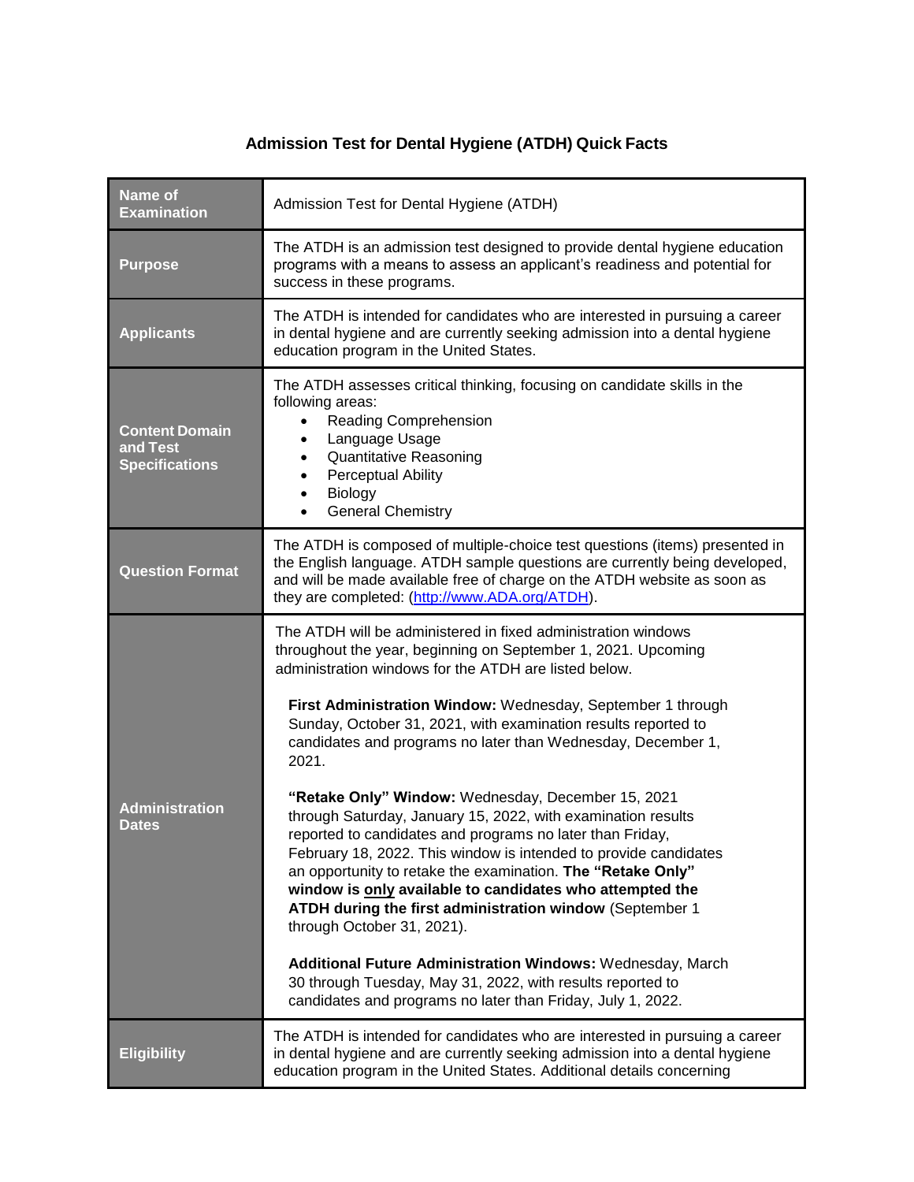# Admission Test for Dental Hygiene (ATDH) Quick Facts

| | |
|---|---|
| **Name of Examination** | Admission Test for Dental Hygiene (ATDH) |
| **Purpose** | The ATDH is an admission test designed to provide dental hygiene education programs with a means to assess an applicant's readiness and potential for success in these programs. |
| **Applicants** | The ATDH is intended for candidates who are interested in pursuing a career in dental hygiene and are currently seeking admission into a dental hygiene education program in the United States. |
| **Content Domain and Test Specifications** | The ATDH assesses critical thinking, focusing on candidate skills in the following areas:<br>• Reading Comprehension<br>• Language Usage<br>• Quantitative Reasoning<br>• Perceptual Ability<br>• Biology<br>• General Chemistry |
| **Question Format** | The ATDH is composed of multiple-choice test questions (items) presented in the English language. ATDH sample questions are currently being developed, and will be made available free of charge on the ATDH website as soon as they are completed: ([http://www.ADA.org/ATDH](http://www.ADA.org/ATDH)). |
| **Administration Dates** | The ATDH will be administered in fixed administration windows throughout the year, beginning on September 1, 2021. Upcoming administration windows for the ATDH are listed below.<br><br>**First Administration Window:** Wednesday, September 1 through Sunday, October 31, 2021, with examination results reported to candidates and programs no later than Wednesday, December 1, 2021.<br><br>**"Retake Only" Window:** Wednesday, December 15, 2021 through Saturday, January 15, 2022, with examination results reported to candidates and programs no later than Friday, February 18, 2022. This window is intended to provide candidates an opportunity to retake the examination. **The "Retake Only" window is <u>only</u> available to candidates who attempted the ATDH during the first administration window** (September 1 through October 31, 2021).<br><br>**Additional Future Administration Windows:** Wednesday, March 30 through Tuesday, May 31, 2022, with results reported to candidates and programs no later than Friday, July 1, 2022. |
| **Eligibility** | The ATDH is intended for candidates who are interested in pursuing a career in dental hygiene and are currently seeking admission into a dental hygiene education program in the United States. Additional details concerning |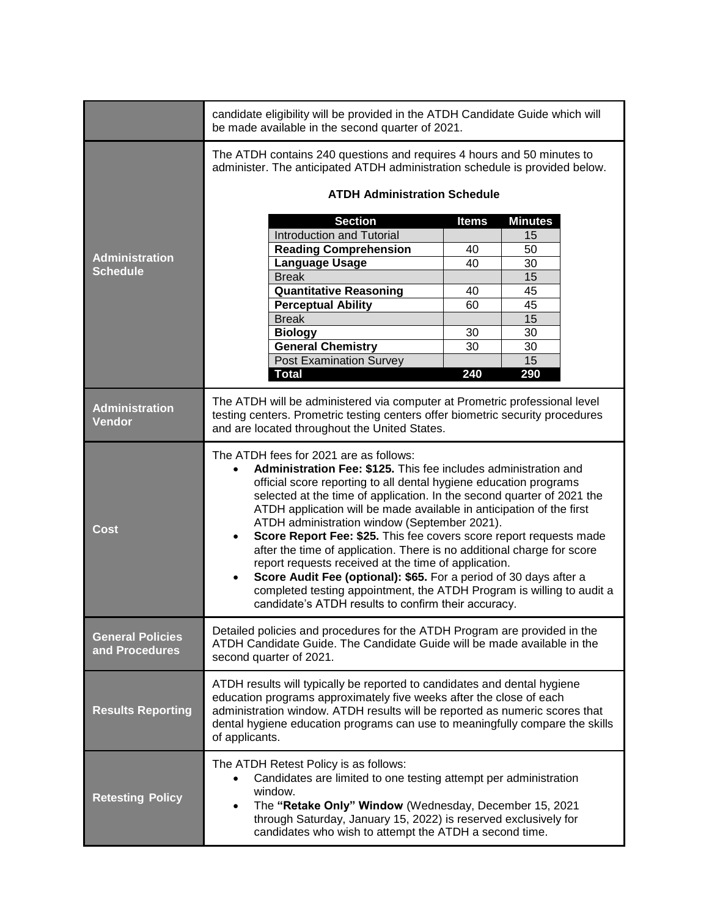| | |
|---|---|
| | candidate eligibility will be provided in the ATDH Candidate Guide which will be made available in the second quarter of 2021. |
| **Administration Schedule** | The ATDH contains 240 questions and requires 4 hours and 50 minutes to administer. The anticipated ATDH administration schedule is provided below. |
| **Administration Vendor** | The ATDH will be administered via computer at Prometric professional level testing centers. Prometric testing centers offer biometric security procedures and are located throughout the United States. |
| **Cost** | The ATDH fees for 2021 are as follows: • **Administration Fee: $125.** This fee includes administration and official score reporting to all dental hygiene education programs selected at the time of application. In the second quarter of 2021 the ATDH application will be made available in anticipation of the first ATDH administration window (September 2021). • **Score Report Fee: $25.** This fee covers score report requests made after the time of application. There is no additional charge for score report requests received at the time of application. • **Score Audit Fee (optional): $65.** For a period of 30 days after a completed testing appointment, the ATDH Program is willing to audit a candidate's ATDH results to confirm their accuracy. |
| **General Policies and Procedures** | Detailed policies and procedures for the ATDH Program are provided in the ATDH Candidate Guide. The Candidate Guide will be made available in the second quarter of 2021. |
| **Results Reporting** | ATDH results will typically be reported to candidates and dental hygiene education programs approximately five weeks after the close of each administration window. ATDH results will be reported as numeric scores that dental hygiene education programs can use to meaningfully compare the skills of applicants. |
| **Retesting Policy** | The ATDH Retest Policy is as follows: • Candidates are limited to one testing attempt per administration window. • The **"Retake Only" Window** (Wednesday, December 15, 2021 through Saturday, January 15, 2022) is reserved exclusively for candidates who wish to attempt the ATDH a second time. |

**ATDH Administration Schedule**

| Section | Items | Minutes |
|---|---|---|
| Introduction and Tutorial | | 15 |
| **Reading Comprehension** | 40 | 50 |
| **Language Usage** | 40 | 30 |
| Break | | 15 |
| **Quantitative Reasoning** | 40 | 45 |
| **Perceptual Ability** | 60 | 45 |
| Break | | 15 |
| **Biology** | 30 | 30 |
| **General Chemistry** | 30 | 30 |
| Post Examination Survey | | 15 |
| **Total** | **240** | **290** |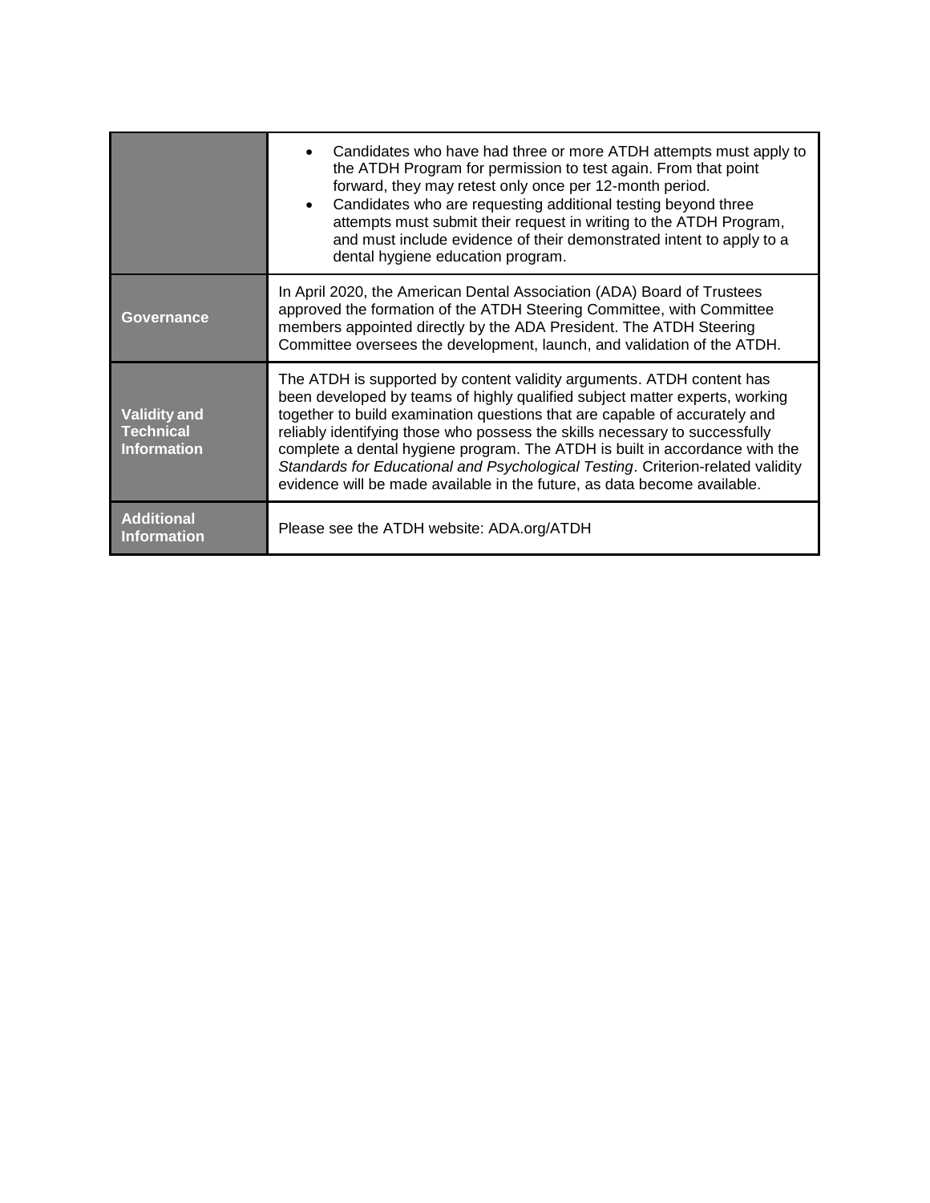| | |
|---|---|
| | • Candidates who have had three or more ATDH attempts must apply to the ATDH Program for permission to test again. From that point forward, they may retest only once per 12-month period.<br>• Candidates who are requesting additional testing beyond three attempts must submit their request in writing to the ATDH Program, and must include evidence of their demonstrated intent to apply to a dental hygiene education program. |
| **Governance** | In April 2020, the American Dental Association (ADA) Board of Trustees approved the formation of the ATDH Steering Committee, with Committee members appointed directly by the ADA President. The ATDH Steering Committee oversees the development, launch, and validation of the ATDH. |
| **Validity and Technical Information** | The ATDH is supported by content validity arguments. ATDH content has been developed by teams of highly qualified subject matter experts, working together to build examination questions that are capable of accurately and reliably identifying those who possess the skills necessary to successfully complete a dental hygiene program. The ATDH is built in accordance with the *Standards for Educational and Psychological Testing*. Criterion-related validity evidence will be made available in the future, as data become available. |
| **Additional Information** | Please see the ATDH website: ADA.org/ATDH |